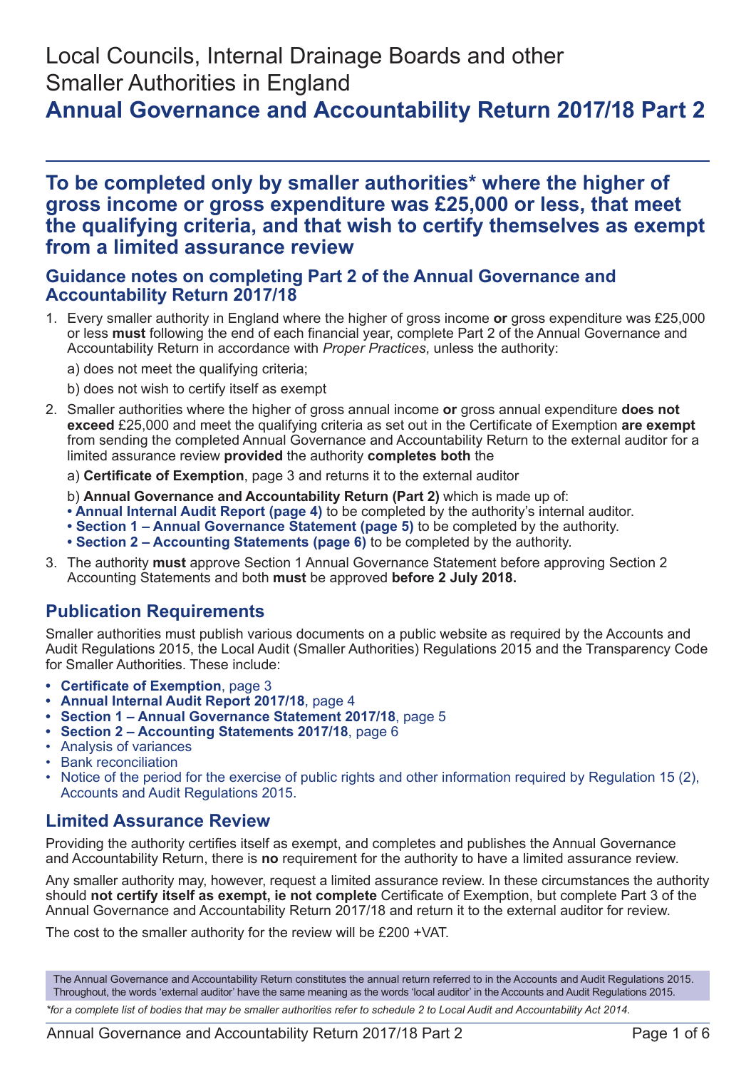# Local Councils, Internal Drainage Boards and other Smaller Authorities in England

# Annual Governance and Accountability Return 2017/18 Part 2

## To be completed only by smaller authorities* where the higher of gross income or gross expenditure was £25,000 or less, that meet the qualifying criteria, and that wish to certify themselves as exempt from a limited assurance review

### Guidance notes on completing Part 2 of the Annual Governance and Accountability Return 2017/18

1. Every smaller authority in England where the higher of gross income **or** gross expenditure was £25,000 or less **must** following the end of each financial year, complete Part 2 of the Annual Governance and Accountability Return in accordance with *Proper Practices*, unless the authority:

   a) does not meet the qualifying criteria;

   b) does not wish to certify itself as exempt

2. Smaller authorities where the higher of gross annual income **or** gross annual expenditure **does not exceed** £25,000 and meet the qualifying criteria as set out in the Certificate of Exemption **are exempt** from sending the completed Annual Governance and Accountability Return to the external auditor for a limited assurance review **provided** the authority **completes both** the

   a) **Certificate of Exemption**, page 3 and returns it to the external auditor

   b) **Annual Governance and Accountability Return (Part 2)** which is made up of:
   - **Annual Internal Audit Report (page 4)** to be completed by the authority's internal auditor.
   - **Section 1 – Annual Governance Statement (page 5)** to be completed by the authority.
   - **Section 2 – Accounting Statements (page 6)** to be completed by the authority.

3. The authority **must** approve Section 1 Annual Governance Statement before approving Section 2 Accounting Statements and both **must** be approved **before 2 July 2018.**

## Publication Requirements

Smaller authorities must publish various documents on a public website as required by the Accounts and Audit Regulations 2015, the Local Audit (Smaller Authorities) Regulations 2015 and the Transparency Code for Smaller Authorities. These include:

- **Certificate of Exemption**, page 3
- **Annual Internal Audit Report 2017/18**, page 4
- **Section 1 – Annual Governance Statement 2017/18**, page 5
- **Section 2 – Accounting Statements 2017/18**, page 6
- Analysis of variances
- Bank reconciliation
- Notice of the period for the exercise of public rights and other information required by Regulation 15 (2), Accounts and Audit Regulations 2015.

## Limited Assurance Review

Providing the authority certifies itself as exempt, and completes and publishes the Annual Governance and Accountability Return, there is **no** requirement for the authority to have a limited assurance review.

Any smaller authority may, however, request a limited assurance review. In these circumstances the authority should **not certify itself as exempt, ie not complete** Certificate of Exemption, but complete Part 3 of the Annual Governance and Accountability Return 2017/18 and return it to the external auditor for review.

The cost to the smaller authority for the review will be £200 +VAT.

The Annual Governance and Accountability Return constitutes the annual return referred to in the Accounts and Audit Regulations 2015. Throughout, the words 'external auditor' have the same meaning as the words 'local auditor' in the Accounts and Audit Regulations 2015.

**for a complete list of bodies that may be smaller authorities refer to schedule 2 to Local Audit and Accountability Act 2014.*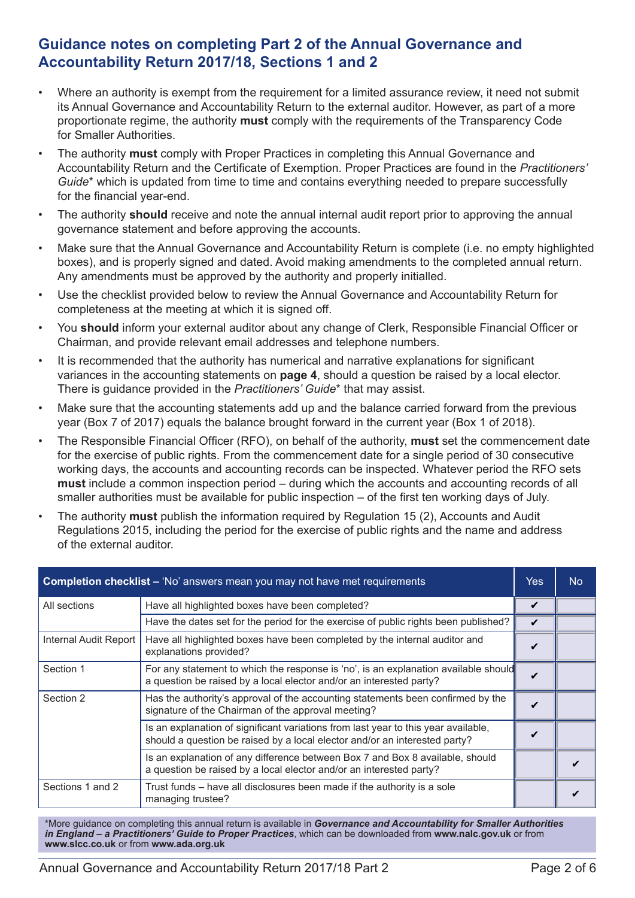## Guidance notes on completing Part 2 of the Annual Governance and Accountability Return 2017/18, Sections 1 and 2

- Where an authority is exempt from the requirement for a limited assurance review, it need not submit its Annual Governance and Accountability Return to the external auditor. However, as part of a more proportionate regime, the authority **must** comply with the requirements of the Transparency Code for Smaller Authorities.
- The authority **must** comply with Proper Practices in completing this Annual Governance and Accountability Return and the Certificate of Exemption. Proper Practices are found in the *Practitioners' Guide*\* which is updated from time to time and contains everything needed to prepare successfully for the financial year-end.
- The authority **should** receive and note the annual internal audit report prior to approving the annual governance statement and before approving the accounts.
- Make sure that the Annual Governance and Accountability Return is complete (i.e. no empty highlighted boxes), and is properly signed and dated. Avoid making amendments to the completed annual return. Any amendments must be approved by the authority and properly initialled.
- Use the checklist provided below to review the Annual Governance and Accountability Return for completeness at the meeting at which it is signed off.
- You **should** inform your external auditor about any change of Clerk, Responsible Financial Officer or Chairman, and provide relevant email addresses and telephone numbers.
- It is recommended that the authority has numerical and narrative explanations for significant variances in the accounting statements on **page 4**, should a question be raised by a local elector. There is guidance provided in the *Practitioners' Guide*\* that may assist.
- Make sure that the accounting statements add up and the balance carried forward from the previous year (Box 7 of 2017) equals the balance brought forward in the current year (Box 1 of 2018).
- The Responsible Financial Officer (RFO), on behalf of the authority, **must** set the commencement date for the exercise of public rights. From the commencement date for a single period of 30 consecutive working days, the accounts and accounting records can be inspected. Whatever period the RFO sets **must** include a common inspection period – during which the accounts and accounting records of all smaller authorities must be available for public inspection – of the first ten working days of July.
- The authority **must** publish the information required by Regulation 15 (2), Accounts and Audit Regulations 2015, including the period for the exercise of public rights and the name and address of the external auditor.

| **Completion checklist** – 'No' answers mean you may not have met requirements | | Yes | No |
|---|---|---|---|
| All sections | Have all highlighted boxes have been completed? | ✔ | |
| | Have the dates set for the period for the exercise of public rights been published? | ✔ | |
| Internal Audit Report | Have all highlighted boxes have been completed by the internal auditor and explanations provided? | ✔ | |
| Section 1 | For any statement to which the response is 'no', is an explanation available should a question be raised by a local elector and/or an interested party? | ✔ | |
| Section 2 | Has the authority's approval of the accounting statements been confirmed by the signature of the Chairman of the approval meeting? | ✔ | |
| | Is an explanation of significant variations from last year to this year available, should a question be raised by a local elector and/or an interested party? | ✔ | |
| | Is an explanation of any difference between Box 7 and Box 8 available, should a question be raised by a local elector and/or an interested party? | | ✔ |
| Sections 1 and 2 | Trust funds – have all disclosures been made if the authority is a sole managing trustee? | | ✔ |

\*More guidance on completing this annual return is available in ***Governance and Accountability for Smaller Authorities in England – a Practitioners' Guide to Proper Practices***, which can be downloaded from **www.nalc.gov.uk** or from **www.slcc.co.uk** or from **www.ada.org.uk**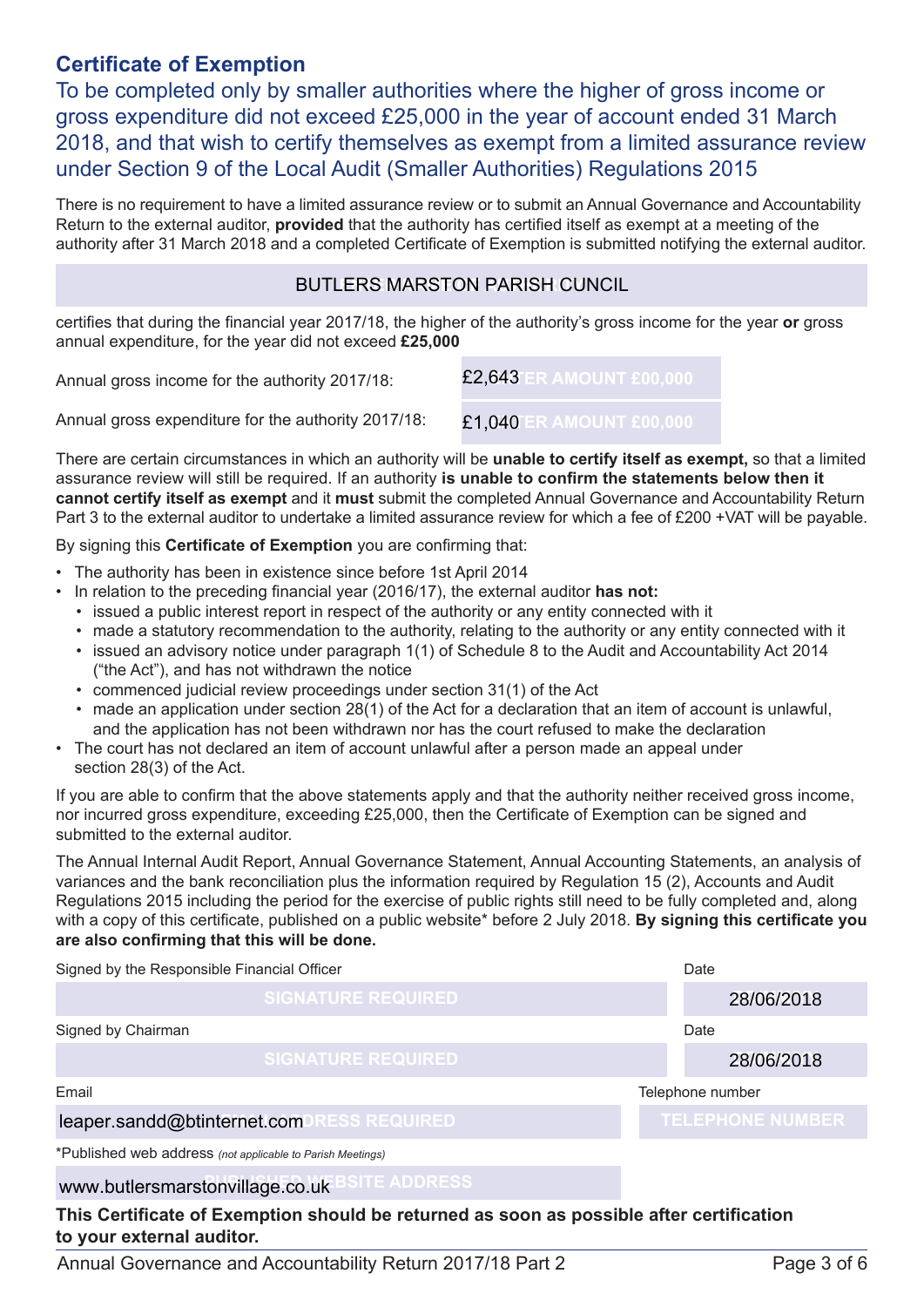## Certificate of Exemption

### To be completed only by smaller authorities where the higher of gross income or gross expenditure did not exceed £25,000 in the year of account ended 31 March 2018, and that wish to certify themselves as exempt from a limited assurance review under Section 9 of the Local Audit (Smaller Authorities) Regulations 2015

There is no requirement to have a limited assurance review or to submit an Annual Governance and Accountability Return to the external auditor, **provided** that the authority has certified itself as exempt at a meeting of the authority after 31 March 2018 and a completed Certificate of Exemption is submitted notifying the external auditor.

BUTLERS MARSTON PARISH CUNCIL

certifies that during the financial year 2017/18, the higher of the authority's gross income for the year **or** gross annual expenditure, for the year did not exceed **£25,000**

| | |
|---|---|
| Annual gross income for the authority 2017/18: | £2,643 |
| Annual gross expenditure for the authority 2017/18: | £1,040 |

There are certain circumstances in which an authority will be **unable to certify itself as exempt,** so that a limited assurance review will still be required. If an authority **is unable to confirm the statements below then it cannot certify itself as exempt** and it **must** submit the completed Annual Governance and Accountability Return Part 3 to the external auditor to undertake a limited assurance review for which a fee of £200 +VAT will be payable.

By signing this **Certificate of Exemption** you are confirming that:

- The authority has been in existence since before 1st April 2014
- In relation to the preceding financial year (2016/17), the external auditor **has not:**
  - issued a public interest report in respect of the authority or any entity connected with it
  - made a statutory recommendation to the authority, relating to the authority or any entity connected with it
  - issued an advisory notice under paragraph 1(1) of Schedule 8 to the Audit and Accountability Act 2014 ("the Act"), and has not withdrawn the notice
  - commenced judicial review proceedings under section 31(1) of the Act
  - made an application under section 28(1) of the Act for a declaration that an item of account is unlawful, and the application has not been withdrawn nor has the court refused to make the declaration
- The court has not declared an item of account unlawful after a person made an appeal under section 28(3) of the Act.

If you are able to confirm that the above statements apply and that the authority neither received gross income, nor incurred gross expenditure, exceeding £25,000, then the Certificate of Exemption can be signed and submitted to the external auditor.

The Annual Internal Audit Report, Annual Governance Statement, Annual Accounting Statements, an analysis of variances and the bank reconciliation plus the information required by Regulation 15 (2), Accounts and Audit Regulations 2015 including the period for the exercise of public rights still need to be fully completed and, along with a copy of this certificate, published on a public website* before 2 July 2018. **By signing this certificate you are also confirming that this will be done.**

| Signed by the Responsible Financial Officer | Date |
|---|---|
| SIGNATURE REQUIRED | 28/06/2018 |
| **Signed by Chairman** | **Date** |
| SIGNATURE REQUIRED | 28/06/2018 |
| **Email** | **Telephone number** |
| leaper.sandd@btinternet.com | |

*Published web address *(not applicable to Parish Meetings)*

www.butlersmarstonvillage.co.uk

**This Certificate of Exemption should be returned as soon as possible after certification to your external auditor.**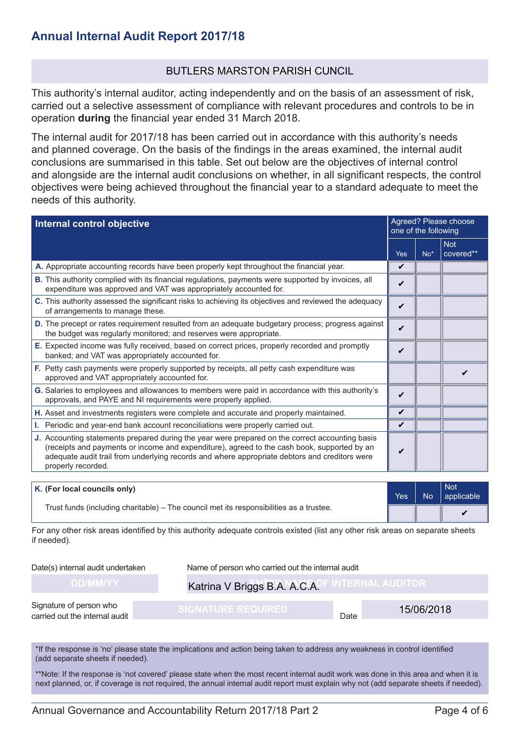# Annual Internal Audit Report 2017/18

BUTLERS MARSTON PARISH CUNCIL

This authority's internal auditor, acting independently and on the basis of an assessment of risk, carried out a selective assessment of compliance with relevant procedures and controls to be in operation **during** the financial year ended 31 March 2018.

The internal audit for 2017/18 has been carried out in accordance with this authority's needs and planned coverage. On the basis of the findings in the areas examined, the internal audit conclusions are summarised in this table. Set out below are the objectives of internal control and alongside are the internal audit conclusions on whether, in all significant respects, the control objectives were being achieved throughout the financial year to a standard adequate to meet the needs of this authority.

| Internal control objective | Agreed? Please choose one of the following | | |
|---|---|---|---|
| | Yes | No* | Not covered** |
| **A.** Appropriate accounting records have been properly kept throughout the financial year. | ✔ | | |
| **B.** This authority complied with its financial regulations, payments were supported by invoices, all expenditure was approved and VAT was appropriately accounted for. | ✔ | | |
| **C.** This authority assessed the significant risks to achieving its objectives and reviewed the adequacy of arrangements to manage these. | ✔ | | |
| **D.** The precept or rates requirement resulted from an adequate budgetary process; progress against the budget was regularly monitored; and reserves were appropriate. | ✔ | | |
| **E.** Expected income was fully received, based on correct prices, properly recorded and promptly banked; and VAT was appropriately accounted for. | ✔ | | |
| **F.** Petty cash payments were properly supported by receipts, all petty cash expenditure was approved and VAT appropriately accounted for. | | | ✔ |
| **G.** Salaries to employees and allowances to members were paid in accordance with this authority's approvals, and PAYE and NI requirements were properly applied. | ✔ | | |
| **H.** Asset and investments registers were complete and accurate and properly maintained. | ✔ | | |
| **I.** Periodic and year-end bank account reconciliations were properly carried out. | ✔ | | |
| **J.** Accounting statements prepared during the year were prepared on the correct accounting basis (receipts and payments or income and expenditure), agreed to the cash book, supported by an adequate audit trail from underlying records and where appropriate debtors and creditors were properly recorded. | ✔ | | |

| **K. (For local councils only)** | Yes | No | Not applicable |
|---|---|---|---|
| Trust funds (including charitable) – The council met its responsibilities as a trustee. | | | ✔ |

For any other risk areas identified by this authority adequate controls existed (list any other risk areas on separate sheets if needed).

Date(s) internal audit undertaken: DD/MM/YY

Name of person who carried out the internal audit: Katrina V Briggs B.A. A.C.A.

Signature of person who carried out the internal audit: SIGNATURE REQUIRED

Date: 15/06/2018

*If the response is 'no' please state the implications and action being taken to address any weakness in control identified (add separate sheets if needed).

**Note: If the response is 'not covered' please state when the most recent internal audit work was done in this area and when it is next planned, or, if coverage is not required, the annual internal audit report must explain why not (add separate sheets if needed).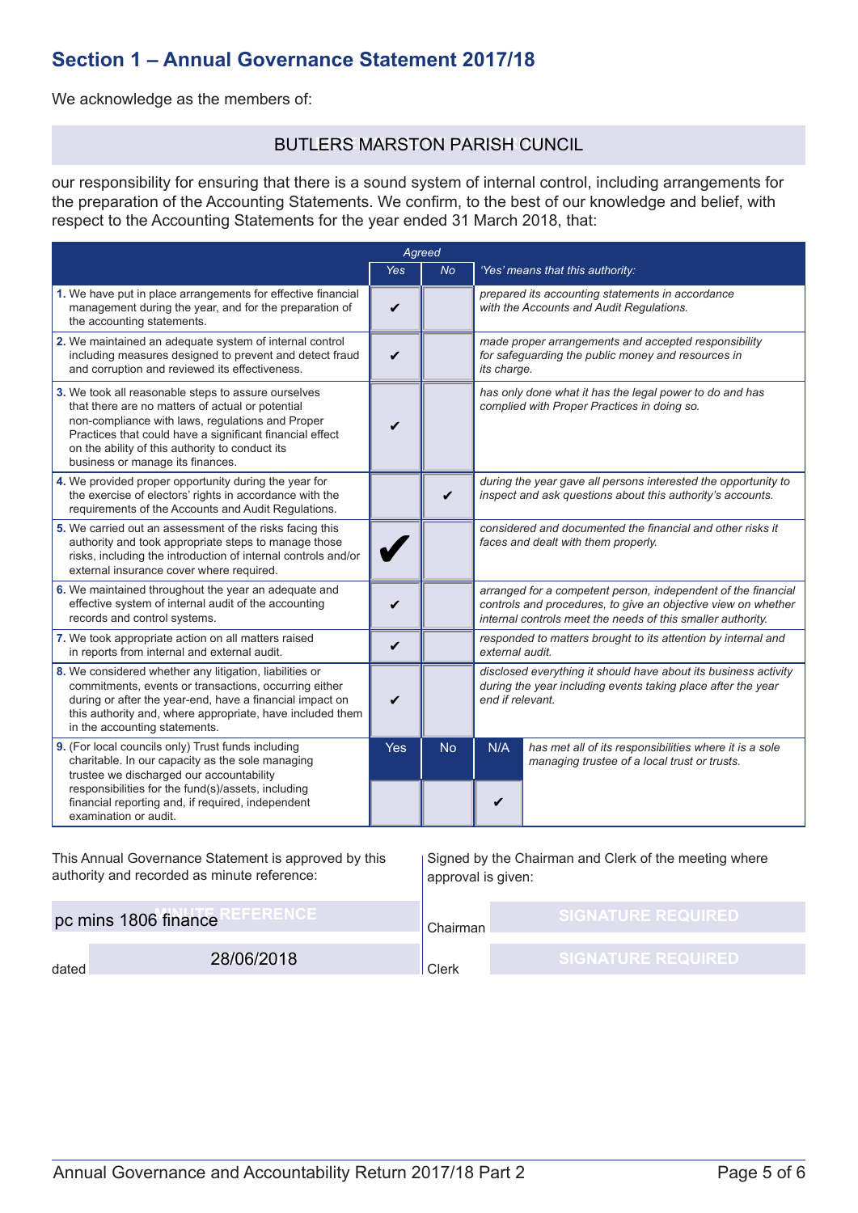## Section 1 – Annual Governance Statement 2017/18

We acknowledge as the members of:

BUTLERS MARSTON PARISH COUNCIL

our responsibility for ensuring that there is a sound system of internal control, including arrangements for the preparation of the Accounting Statements. We confirm, to the best of our knowledge and belief, with respect to the Accounting Statements for the year ended 31 March 2018, that:

| | *Agreed* | | | |
|---|---|---|---|---|
| | *Yes* | *No* | | *'Yes' means that this authority:* |
| **1.** We have put in place arrangements for effective financial management during the year, and for the preparation of the accounting statements. | ✔ | | | *prepared its accounting statements in accordance with the Accounts and Audit Regulations.* |
| **2.** We maintained an adequate system of internal control including measures designed to prevent and detect fraud and corruption and reviewed its effectiveness. | ✔ | | | *made proper arrangements and accepted responsibility for safeguarding the public money and resources in its charge.* |
| **3.** We took all reasonable steps to assure ourselves that there are no matters of actual or potential non-compliance with laws, regulations and Proper Practices that could have a significant financial effect on the ability of this authority to conduct its business or manage its finances. | ✔ | | | *has only done what it has the legal power to do and has complied with Proper Practices in doing so.* |
| **4.** We provided proper opportunity during the year for the exercise of electors' rights in accordance with the requirements of the Accounts and Audit Regulations. | | ✔ | | *during the year gave all persons interested the opportunity to inspect and ask questions about this authority's accounts.* |
| **5.** We carried out an assessment of the risks facing this authority and took appropriate steps to manage those risks, including the introduction of internal controls and/or external insurance cover where required. | ✔ | | | *considered and documented the financial and other risks it faces and dealt with them properly.* |
| **6.** We maintained throughout the year an adequate and effective system of internal audit of the accounting records and control systems. | ✔ | | | *arranged for a competent person, independent of the financial controls and procedures, to give an objective view on whether internal controls meet the needs of this smaller authority.* |
| **7.** We took appropriate action on all matters raised in reports from internal and external audit. | ✔ | | | *responded to matters brought to its attention by internal and external audit.* |
| **8.** We considered whether any litigation, liabilities or commitments, events or transactions, occurring either during or after the year-end, have a financial impact on this authority and, where appropriate, have included them in the accounting statements. | ✔ | | | *disclosed everything it should have about its business activity during the year including events taking place after the year end if relevant.* |
| **9.** (For local councils only) Trust funds including charitable. In our capacity as the sole managing trustee we discharged our accountability responsibilities for the fund(s)/assets, including financial reporting and, if required, independent examination or audit. | Yes | No | N/A | *has met all of its responsibilities where it is a sole managing trustee of a local trust or trusts.* |
| | | | ✔ | |

This Annual Governance Statement is approved by this authority and recorded as minute reference:

pc mins 1806 finance

dated 28/06/2018

Signed by the Chairman and Clerk of the meeting where approval is given:

Chairman SIGNATURE REQUIRED

Clerk SIGNATURE REQUIRED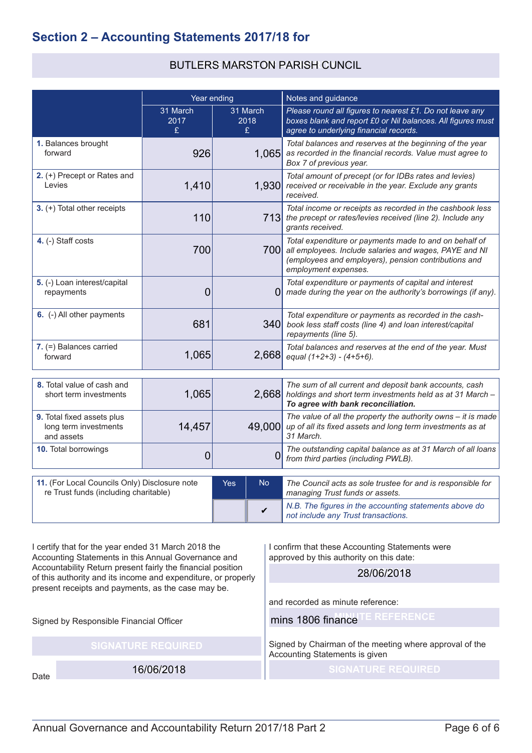## Section 2 – Accounting Statements 2017/18 for

BUTLERS MARSTON PARISH CUNCIL

| | Year ending | | Notes and guidance |
|---|---|---|---|
| | 31 March 2017 £ | 31 March 2018 £ | *Please round all figures to nearest £1. Do not leave any boxes blank and report £0 or Nil balances. All figures must agree to underlying financial records.* |
| **1.** Balances brought forward | 926 | 1,065 | *Total balances and reserves at the beginning of the year as recorded in the financial records. Value must agree to Box 7 of previous year.* |
| **2.** (+) Precept or Rates and Levies | 1,410 | 1,930 | *Total amount of precept (or for IDBs rates and levies) received or receivable in the year. Exclude any grants received.* |
| **3.** (+) Total other receipts | 110 | 713 | *Total income or receipts as recorded in the cashbook less the precept or rates/levies received (line 2). Include any grants received.* |
| **4.** (-) Staff costs | 700 | 700 | *Total expenditure or payments made to and on behalf of all employees. Include salaries and wages, PAYE and NI (employees and employers), pension contributions and employment expenses.* |
| **5.** (-) Loan interest/capital repayments | 0 | 0 | *Total expenditure or payments of capital and interest made during the year on the authority's borrowings (if any).* |
| **6.** (-) All other payments | 681 | 340 | *Total expenditure or payments as recorded in the cash-book less staff costs (line 4) and loan interest/capital repayments (line 5).* |
| **7.** (=) Balances carried forward | 1,065 | 2,668 | *Total balances and reserves at the end of the year. Must equal (1+2+3) - (4+5+6).* |

| | | | |
|---|---|---|---|
| **8.** Total value of cash and short term investments | 1,065 | 2,668 | *The sum of all current and deposit bank accounts, cash holdings and short term investments held as at 31 March –* ***To agree with bank reconciliation.*** |
| **9.** Total fixed assets plus long term investments and assets | 14,457 | 49,000 | *The value of all the property the authority owns – it is made up of all its fixed assets and long term investments as at 31 March.* |
| **10.** Total borrowings | 0 | 0 | *The outstanding capital balance as at 31 March of all loans from third parties (including PWLB).* |

| | Yes | No | |
|---|---|---|---|
| **11.** (For Local Councils Only) Disclosure note re Trust funds (including charitable) | | | *The Council acts as sole trustee for and is responsible for managing Trust funds or assets.* |
| | | ✔ | *N.B. The figures in the accounting statements above do not include any Trust transactions.* |

I certify that for the year ended 31 March 2018 the Accounting Statements in this Annual Governance and Accountability Return present fairly the financial position of this authority and its income and expenditure, or properly present receipts and payments, as the case may be.

Signed by Responsible Financial Officer

SIGNATURE REQUIRED

Date 16/06/2018

I confirm that these Accounting Statements were approved by this authority on this date:

28/06/2018

and recorded as minute reference:

mins 1806 finance

Signed by Chairman of the meeting where approval of the Accounting Statements is given

SIGNATURE REQUIRED